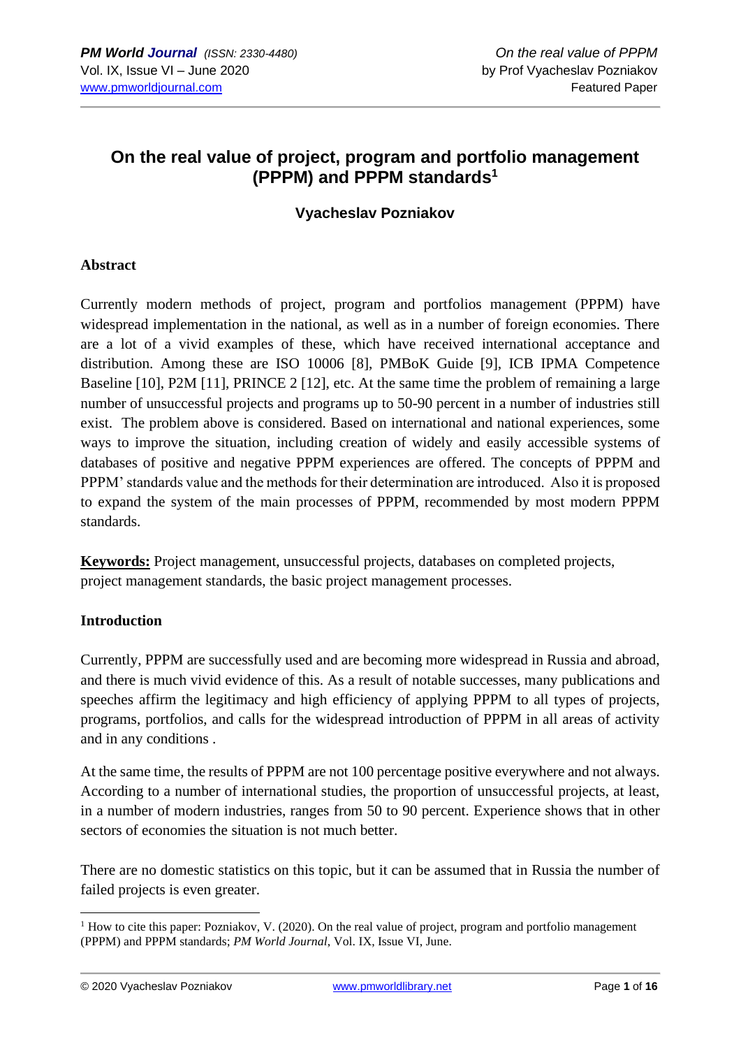# On the real value of project, program and portfolio management (PPPM) and PPPM standards[1]

### Vyacheslav Pozniakov

## Abstract

Currently modern methods of project, program and portfolios management (PPPM) have widespread implementation in the national, as well as in a number of foreign economies. There are a lot of a vivid examples of these, which have received international acceptance and distribution. Among these are ISO 10006 [8], PMBoK Guide [9], ICB IPMA Competence Baseline [10], P2M [11], PRINCE 2 [12], etc. At the same time the problem of remaining a large number of unsuccessful projects and programs up to 50-90 percent in a number of industries still exist. The problem above is considered. Based on international and national experiences, some ways to improve the situation, including creation of widely and easily accessible systems of databases of positive and negative PPPM experiences are offered. The concepts of PPPM and PPPM' standards value and the methods for their determination are introduced. Also it is proposed to expand the system of the main processes of PPPM, recommended by most modern PPPM standards.

**Keywords:** Project management, unsuccessful projects, databases on completed projects, project management standards, the basic project management processes.

## Introduction

Currently, PPPM are successfully used and are becoming more widespread in Russia and abroad, and there is much vivid evidence of this. As a result of notable successes, many publications and speeches affirm the legitimacy and high efficiency of applying PPPM to all types of projects, programs, portfolios, and calls for the widespread introduction of PPPM in all areas of activity and in any conditions .

At the same time, the results of PPPM are not 100 percentage positive everywhere and not always. According to a number of international studies, the proportion of unsuccessful projects, at least, in a number of modern industries, ranges from 50 to 90 percent. Experience shows that in other sectors of economies the situation is not much better.

There are no domestic statistics on this topic, but it can be assumed that in Russia the number of failed projects is even greater.

[1] How to cite this paper: Pozniakov, V. (2020). On the real value of project, program and portfolio management (PPPM) and PPPM standards; *PM World Journal*, Vol. IX, Issue VI, June.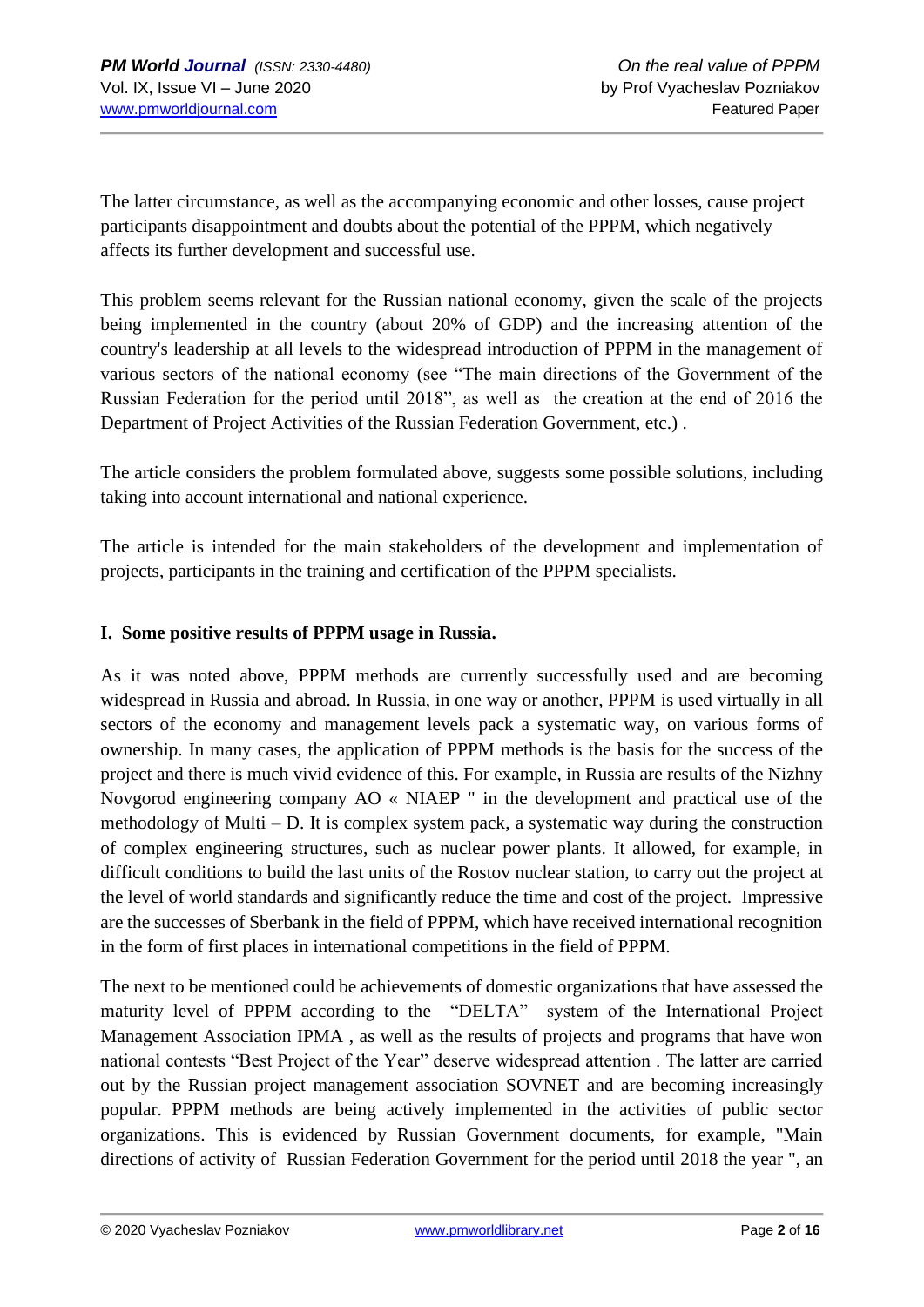The latter circumstance, as well as the accompanying economic and other losses, cause project participants disappointment and doubts about the potential of the PPPM, which negatively affects its further development and successful use.

This problem seems relevant for the Russian national economy, given the scale of the projects being implemented in the country (about 20% of GDP) and the increasing attention of the country's leadership at all levels to the widespread introduction of PPPM in the management of various sectors of the national economy (see "The main directions of the Government of the Russian Federation for the period until 2018", as well as the creation at the end of 2016 the Department of Project Activities of the Russian Federation Government, etc.) .

The article considers the problem formulated above, suggests some possible solutions, including taking into account international and national experience.

The article is intended for the main stakeholders of the development and implementation of projects, participants in the training and certification of the PPPM specialists.

## I. Some positive results of PPPM usage in Russia.

As it was noted above, PPPM methods are currently successfully used and are becoming widespread in Russia and abroad. In Russia, in one way or another, PPPM is used virtually in all sectors of the economy and management levels pack a systematic way, on various forms of ownership. In many cases, the application of PPPM methods is the basis for the success of the project and there is much vivid evidence of this. For example, in Russia are results of the Nizhny Novgorod engineering company AO « NIAEP " in the development and practical use of the methodology of Multi – D. It is complex system pack, a systematic way during the construction of complex engineering structures, such as nuclear power plants. It allowed, for example, in difficult conditions to build the last units of the Rostov nuclear station, to carry out the project at the level of world standards and significantly reduce the time and cost of the project. Impressive are the successes of Sberbank in the field of PPPM, which have received international recognition in the form of first places in international competitions in the field of PPPM.

The next to be mentioned could be achievements of domestic organizations that have assessed the maturity level of PPPM according to the "DELTA" system of the International Project Management Association IPMA , as well as the results of projects and programs that have won national contests "Best Project of the Year" deserve widespread attention . The latter are carried out by the Russian project management association SOVNET and are becoming increasingly popular. PPPM methods are being actively implemented in the activities of public sector organizations. This is evidenced by Russian Government documents, for example, "Main directions of activity of Russian Federation Government for the period until 2018 the year ", an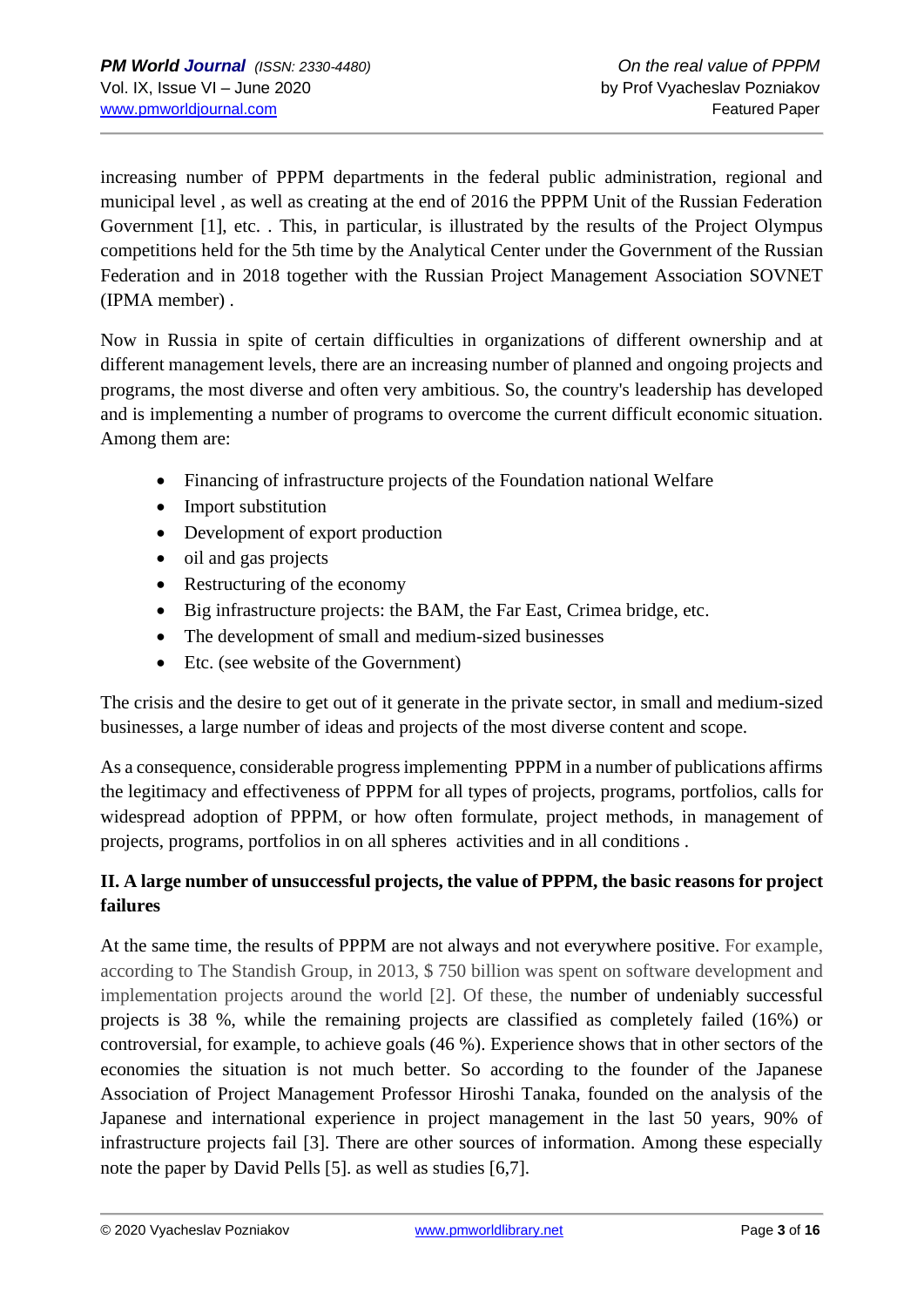increasing number of PPPM departments in the federal public administration, regional and municipal level , as well as creating at the end of 2016 the PPPM Unit of the Russian Federation Government [1], etc. . This, in particular, is illustrated by the results of the Project Olympus competitions held for the 5th time by the Analytical Center under the Government of the Russian Federation and in 2018 together with the Russian Project Management Association SOVNET (IPMA member) .

Now in Russia in spite of certain difficulties in organizations of different ownership and at different management levels, there are an increasing number of planned and ongoing projects and programs, the most diverse and often very ambitious. So, the country's leadership has developed and is implementing a number of programs to overcome the current difficult economic situation. Among them are:

- Financing of infrastructure projects of the Foundation national Welfare
- Import substitution
- Development of export production
- oil and gas projects
- Restructuring of the economy
- Big infrastructure projects: the BAM, the Far East, Crimea bridge, etc.
- The development of small and medium-sized businesses
- Etc. (see website of the Government)

The crisis and the desire to get out of it generate in the private sector, in small and medium-sized businesses, a large number of ideas and projects of the most diverse content and scope.

As a consequence, considerable progress implementing PPPM in a number of publications affirms the legitimacy and effectiveness of PPPM for all types of projects, programs, portfolios, calls for widespread adoption of PPPM, or how often formulate, project methods, in management of projects, programs, portfolios in on all spheres activities and in all conditions .

**II. A large number of unsuccessful projects, the value of PPPM, the basic reasons for project failures**

At the same time, the results of PPPM are not always and not everywhere positive. For example, according to The Standish Group, in 2013, $ 750 billion was spent on software development and implementation projects around the world [2]. Of these, the number of undeniably successful projects is 38 %, while the remaining projects are classified as completely failed (16%) or controversial, for example, to achieve goals (46 %). Experience shows that in other sectors of the economies the situation is not much better. So according to the founder of the Japanese Association of Project Management Professor Hiroshi Tanaka, founded on the analysis of the Japanese and international experience in project management in the last 50 years, 90% of infrastructure projects fail [3]. There are other sources of information. Among these especially note the paper by David Pells [5]. as well as studies [6,7].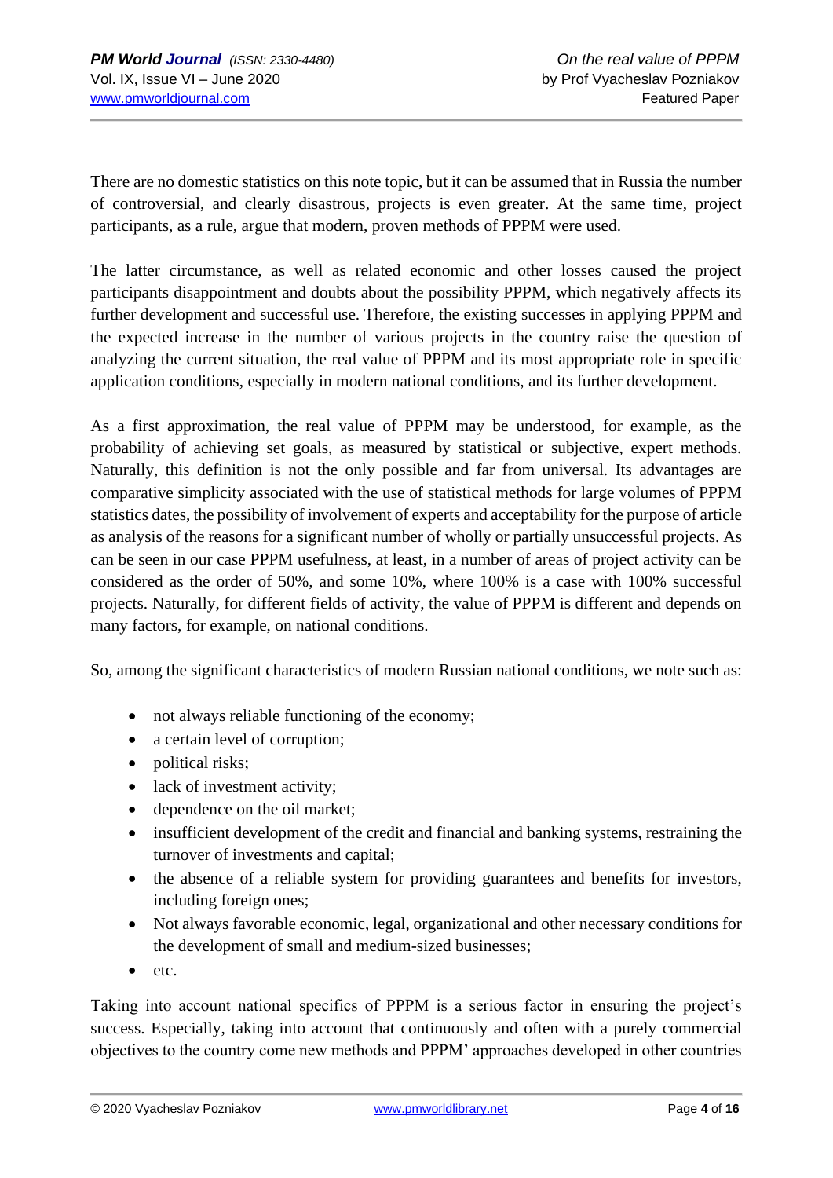There are no domestic statistics on this note topic, but it can be assumed that in Russia the number of controversial, and clearly disastrous, projects is even greater. At the same time, project participants, as a rule, argue that modern, proven methods of PPPM were used.

The latter circumstance, as well as related economic and other losses caused the project participants disappointment and doubts about the possibility PPPM, which negatively affects its further development and successful use. Therefore, the existing successes in applying PPPM and the expected increase in the number of various projects in the country raise the question of analyzing the current situation, the real value of PPPM and its most appropriate role in specific application conditions, especially in modern national conditions, and its further development.

As a first approximation, the real value of PPPM may be understood, for example, as the probability of achieving set goals, as measured by statistical or subjective, expert methods. Naturally, this definition is not the only possible and far from universal. Its advantages are comparative simplicity associated with the use of statistical methods for large volumes of PPPM statistics dates, the possibility of involvement of experts and acceptability for the purpose of article as analysis of the reasons for a significant number of wholly or partially unsuccessful projects. As can be seen in our case PPPM usefulness, at least, in a number of areas of project activity can be considered as the order of 50%, and some 10%, where 100% is a case with 100% successful projects. Naturally, for different fields of activity, the value of PPPM is different and depends on many factors, for example, on national conditions.

So, among the significant characteristics of modern Russian national conditions, we note such as:

- not always reliable functioning of the economy;
- a certain level of corruption;
- political risks;
- lack of investment activity;
- dependence on the oil market;
- insufficient development of the credit and financial and banking systems, restraining the turnover of investments and capital;
- the absence of a reliable system for providing guarantees and benefits for investors, including foreign ones;
- Not always favorable economic, legal, organizational and other necessary conditions for the development of small and medium-sized businesses;
- etc.

Taking into account national specifics of PPPM is a serious factor in ensuring the project's success. Especially, taking into account that continuously and often with a purely commercial objectives to the country come new methods and PPPM' approaches developed in other countries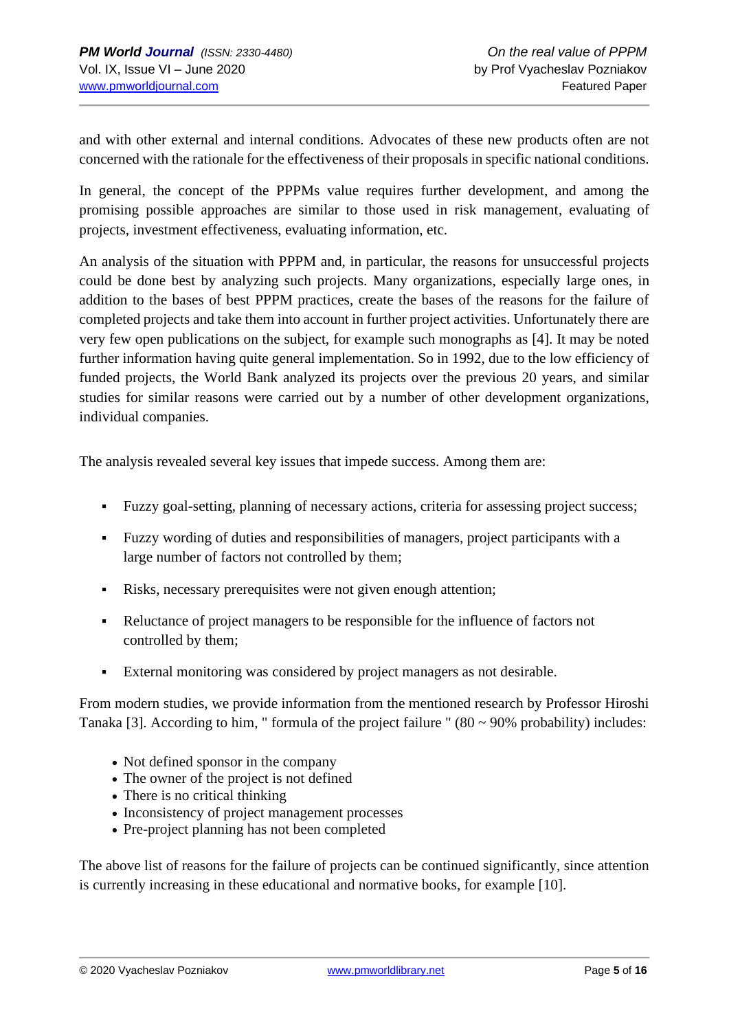and with other external and internal conditions. Advocates of these new products often are not concerned with the rationale for the effectiveness of their proposals in specific national conditions.

In general, the concept of the PPPMs value requires further development, and among the promising possible approaches are similar to those used in risk management, evaluating of projects, investment effectiveness, evaluating information, etc.

An analysis of the situation with PPPM and, in particular, the reasons for unsuccessful projects could be done best by analyzing such projects. Many organizations, especially large ones, in addition to the bases of best PPPM practices, create the bases of the reasons for the failure of completed projects and take them into account in further project activities. Unfortunately there are very few open publications on the subject, for example such monographs as [4]. It may be noted further information having quite general implementation. So in 1992, due to the low efficiency of funded projects, the World Bank analyzed its projects over the previous 20 years, and similar studies for similar reasons were carried out by a number of other development organizations, individual companies.

The analysis revealed several key issues that impede success. Among them are:

- Fuzzy goal-setting, planning of necessary actions, criteria for assessing project success;
- Fuzzy wording of duties and responsibilities of managers, project participants with a large number of factors not controlled by them;
- Risks, necessary prerequisites were not given enough attention;
- Reluctance of project managers to be responsible for the influence of factors not controlled by them;
- External monitoring was considered by project managers as not desirable.

From modern studies, we provide information from the mentioned research by Professor Hiroshi Tanaka [3]. According to him, " formula of the project failure " (80 ~ 90% probability) includes:

- Not defined sponsor in the company
- The owner of the project is not defined
- There is no critical thinking
- Inconsistency of project management processes
- Pre-project planning has not been completed

The above list of reasons for the failure of projects can be continued significantly, since attention is currently increasing in these educational and normative books, for example [10].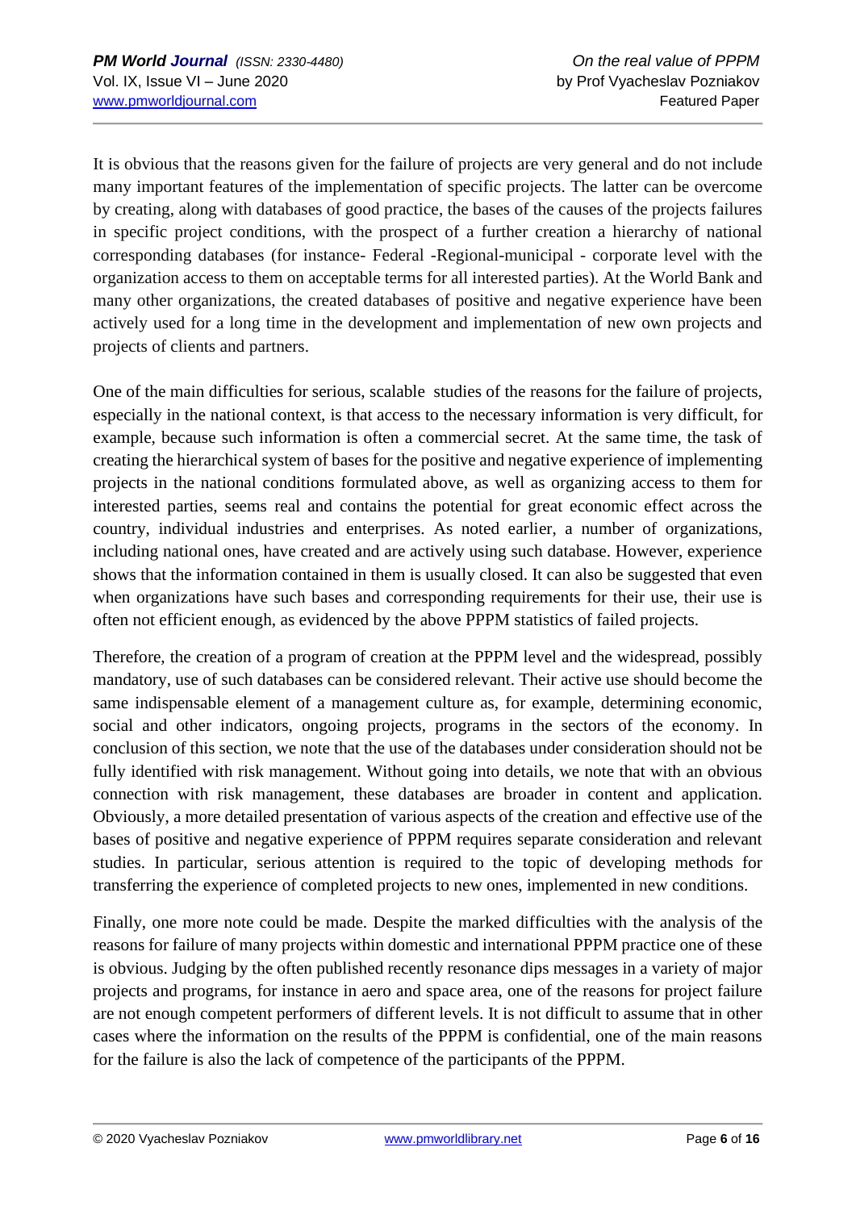It is obvious that the reasons given for the failure of projects are very general and do not include many important features of the implementation of specific projects. The latter can be overcome by creating, along with databases of good practice, the bases of the causes of the projects failures in specific project conditions, with the prospect of a further creation a hierarchy of national corresponding databases (for instance- Federal -Regional-municipal - corporate level with the organization access to them on acceptable terms for all interested parties). At the World Bank and many other organizations, the created databases of positive and negative experience have been actively used for a long time in the development and implementation of new own projects and projects of clients and partners.

One of the main difficulties for serious, scalable studies of the reasons for the failure of projects, especially in the national context, is that access to the necessary information is very difficult, for example, because such information is often a commercial secret. At the same time, the task of creating the hierarchical system of bases for the positive and negative experience of implementing projects in the national conditions formulated above, as well as organizing access to them for interested parties, seems real and contains the potential for great economic effect across the country, individual industries and enterprises. As noted earlier, a number of organizations, including national ones, have created and are actively using such database. However, experience shows that the information contained in them is usually closed. It can also be suggested that even when organizations have such bases and corresponding requirements for their use, their use is often not efficient enough, as evidenced by the above PPPM statistics of failed projects.

Therefore, the creation of a program of creation at the PPPM level and the widespread, possibly mandatory, use of such databases can be considered relevant. Their active use should become the same indispensable element of a management culture as, for example, determining economic, social and other indicators, ongoing projects, programs in the sectors of the economy. In conclusion of this section, we note that the use of the databases under consideration should not be fully identified with risk management. Without going into details, we note that with an obvious connection with risk management, these databases are broader in content and application. Obviously, a more detailed presentation of various aspects of the creation and effective use of the bases of positive and negative experience of PPPM requires separate consideration and relevant studies. In particular, serious attention is required to the topic of developing methods for transferring the experience of completed projects to new ones, implemented in new conditions.

Finally, one more note could be made. Despite the marked difficulties with the analysis of the reasons for failure of many projects within domestic and international PPPM practice one of these is obvious. Judging by the often published recently resonance dips messages in a variety of major projects and programs, for instance in aero and space area, one of the reasons for project failure are not enough competent performers of different levels. It is not difficult to assume that in other cases where the information on the results of the PPPM is confidential, one of the main reasons for the failure is also the lack of competence of the participants of the PPPM.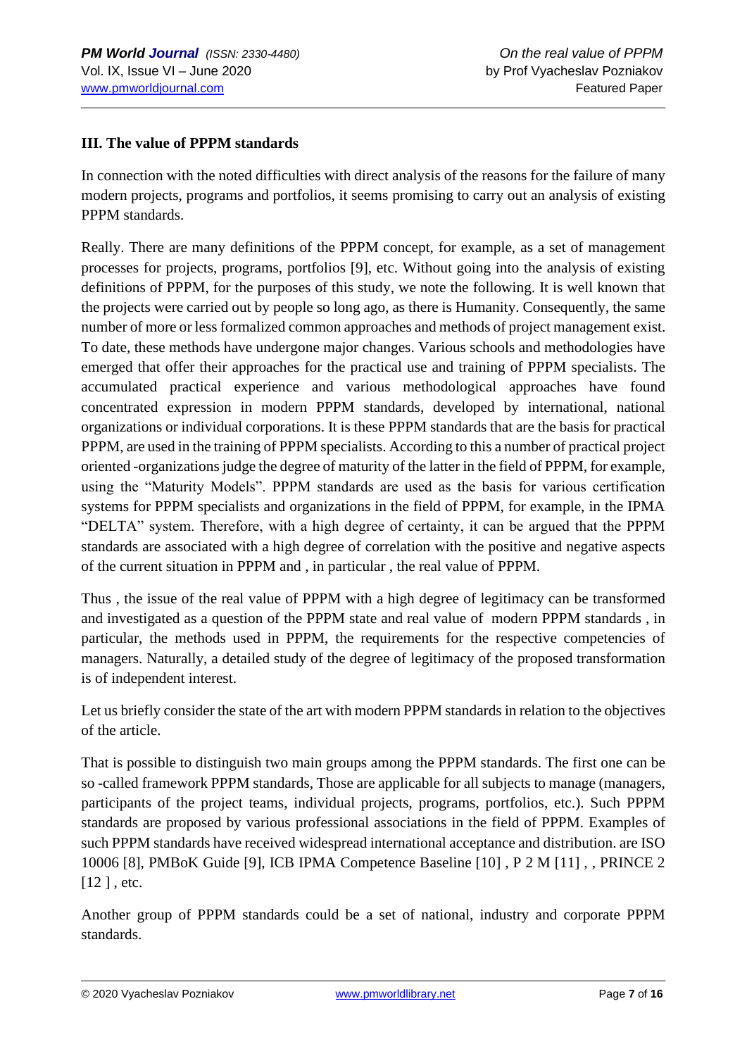### III. The value of PPPM standards

In connection with the noted difficulties with direct analysis of the reasons for the failure of many modern projects, programs and portfolios, it seems promising to carry out an analysis of existing PPPM standards.

Really. There are many definitions of the PPPM concept, for example, as a set of management processes for projects, programs, portfolios [9], etc. Without going into the analysis of existing definitions of PPPM, for the purposes of this study, we note the following. It is well known that the projects were carried out by people so long ago, as there is Humanity. Consequently, the same number of more or less formalized common approaches and methods of project management exist. To date, these methods have undergone major changes. Various schools and methodologies have emerged that offer their approaches for the practical use and training of PPPM specialists. The accumulated practical experience and various methodological approaches have found concentrated expression in modern PPPM standards, developed by international, national organizations or individual corporations. It is these PPPM standards that are the basis for practical PPPM, are used in the training of PPPM specialists. According to this a number of practical project oriented -organizations judge the degree of maturity of the latter in the field of PPPM, for example, using the "Maturity Models". PPPM standards are used as the basis for various certification systems for PPPM specialists and organizations in the field of PPPM, for example, in the IPMA "DELTA" system. Therefore, with a high degree of certainty, it can be argued that the PPPM standards are associated with a high degree of correlation with the positive and negative aspects of the current situation in PPPM and , in particular , the real value of PPPM.

Thus , the issue of the real value of PPPM with a high degree of legitimacy can be transformed and investigated as a question of the PPPM state and real value of modern PPPM standards , in particular, the methods used in PPPM, the requirements for the respective competencies of managers. Naturally, a detailed study of the degree of legitimacy of the proposed transformation is of independent interest.

Let us briefly consider the state of the art with modern PPPM standards in relation to the objectives of the article.

That is possible to distinguish two main groups among the PPPM standards. The first one can be so -called framework PPPM standards, Those are applicable for all subjects to manage (managers, participants of the project teams, individual projects, programs, portfolios, etc.). Such PPPM standards are proposed by various professional associations in the field of PPPM. Examples of such PPPM standards have received widespread international acceptance and distribution. are ISO 10006 [8], PMBoK Guide [9], ICB IPMA Competence Baseline [10] , P 2 M [11] , , PRINCE 2 [12 ] , etc.

Another group of PPPM standards could be a set of national, industry and corporate PPPM standards.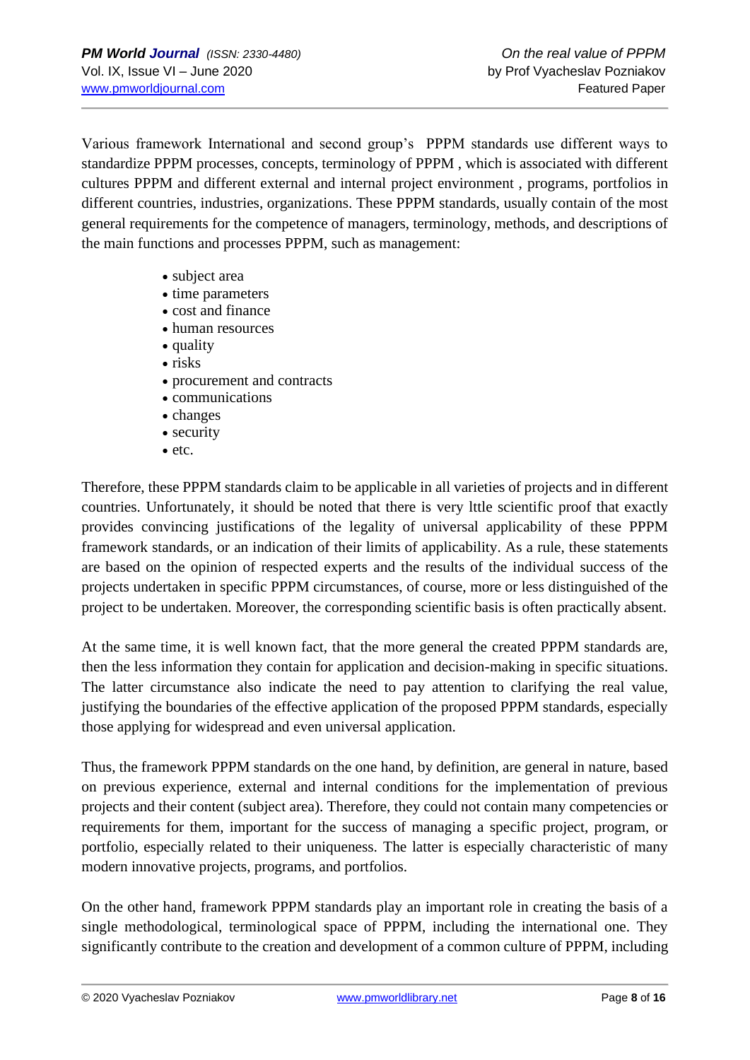Various framework International and second group's PPPM standards use different ways to standardize PPPM processes, concepts, terminology of PPPM , which is associated with different cultures PPPM and different external and internal project environment , programs, portfolios in different countries, industries, organizations. These PPPM standards, usually contain of the most general requirements for the competence of managers, terminology, methods, and descriptions of the main functions and processes PPPM, such as management:

- subject area
- time parameters
- cost and finance
- human resources
- quality
- risks
- procurement and contracts
- communications
- changes
- security
- etc.

Therefore, these PPPM standards claim to be applicable in all varieties of projects and in different countries. Unfortunately, it should be noted that there is very lttle scientific proof that exactly provides convincing justifications of the legality of universal applicability of these PPPM framework standards, or an indication of their limits of applicability. As a rule, these statements are based on the opinion of respected experts and the results of the individual success of the projects undertaken in specific PPPM circumstances, of course, more or less distinguished of the project to be undertaken. Moreover, the corresponding scientific basis is often practically absent.

At the same time, it is well known fact, that the more general the created PPPM standards are, then the less information they contain for application and decision-making in specific situations. The latter circumstance also indicate the need to pay attention to clarifying the real value, justifying the boundaries of the effective application of the proposed PPPM standards, especially those applying for widespread and even universal application.

Thus, the framework PPPM standards on the one hand, by definition, are general in nature, based on previous experience, external and internal conditions for the implementation of previous projects and their content (subject area). Therefore, they could not contain many competencies or requirements for them, important for the success of managing a specific project, program, or portfolio, especially related to their uniqueness. The latter is especially characteristic of many modern innovative projects, programs, and portfolios.

On the other hand, framework PPPM standards play an important role in creating the basis of a single methodological, terminological space of PPPM, including the international one. They significantly contribute to the creation and development of a common culture of PPPM, including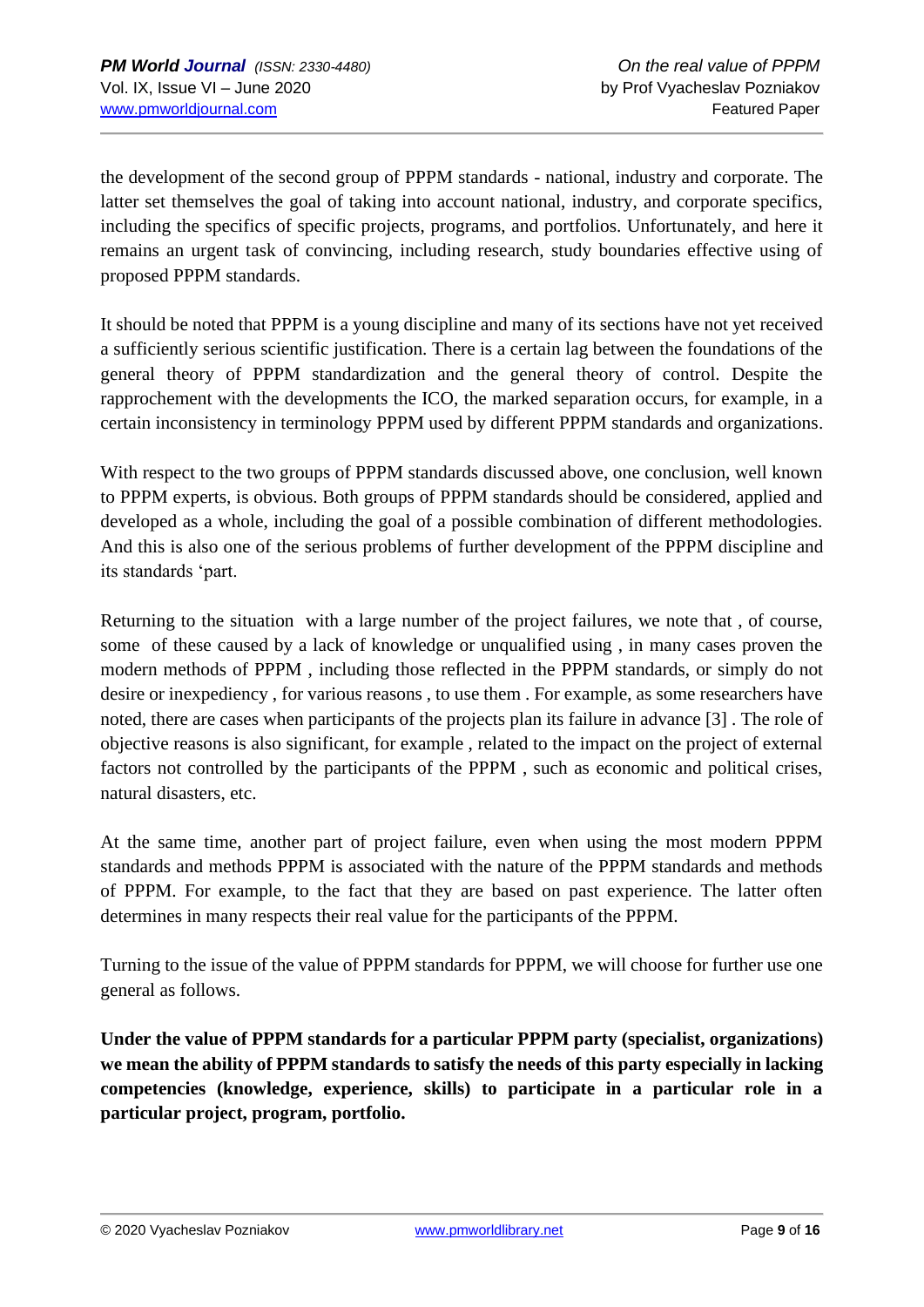the development of the second group of PPPM standards - national, industry and corporate. The latter set themselves the goal of taking into account national, industry, and corporate specifics, including the specifics of specific projects, programs, and portfolios. Unfortunately, and here it remains an urgent task of convincing, including research, study boundaries effective using of proposed PPPM standards.

It should be noted that PPPM is a young discipline and many of its sections have not yet received a sufficiently serious scientific justification. There is a certain lag between the foundations of the general theory of PPPM standardization and the general theory of control. Despite the rapprochement with the developments the ICO, the marked separation occurs, for example, in a certain inconsistency in terminology PPPM used by different PPPM standards and organizations.

With respect to the two groups of PPPM standards discussed above, one conclusion, well known to PPPM experts, is obvious. Both groups of PPPM standards should be considered, applied and developed as a whole, including the goal of a possible combination of different methodologies. And this is also one of the serious problems of further development of the PPPM discipline and its standards 'part.

Returning to the situation with a large number of the project failures, we note that , of course, some of these caused by a lack of knowledge or unqualified using , in many cases proven the modern methods of PPPM , including those reflected in the PPPM standards, or simply do not desire or inexpediency , for various reasons , to use them . For example, as some researchers have noted, there are cases when participants of the projects plan its failure in advance [3] . The role of objective reasons is also significant, for example , related to the impact on the project of external factors not controlled by the participants of the PPPM , such as economic and political crises, natural disasters, etc.

At the same time, another part of project failure, even when using the most modern PPPM standards and methods PPPM is associated with the nature of the PPPM standards and methods of PPPM. For example, to the fact that they are based on past experience. The latter often determines in many respects their real value for the participants of the PPPM.

Turning to the issue of the value of PPPM standards for PPPM, we will choose for further use one general as follows.

**Under the value of PPPM standards for a particular PPPM party (specialist, organizations) we mean the ability of PPPM standards to satisfy the needs of this party especially in lacking competencies (knowledge, experience, skills) to participate in a particular role in a particular project, program, portfolio.**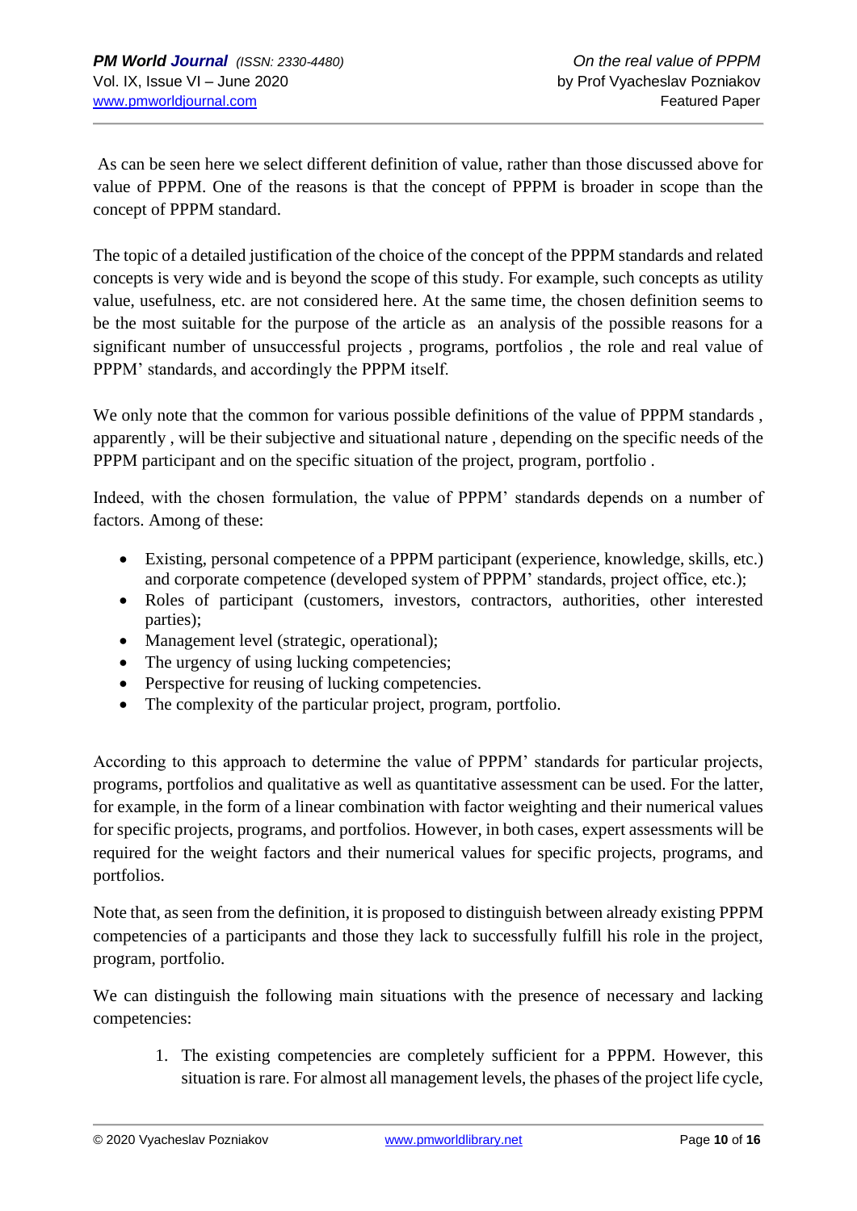As can be seen here we select different definition of value, rather than those discussed above for value of PPPM. One of the reasons is that the concept of PPPM is broader in scope than the concept of PPPM standard.

The topic of a detailed justification of the choice of the concept of the PPPM standards and related concepts is very wide and is beyond the scope of this study. For example, such concepts as utility value, usefulness, etc. are not considered here. At the same time, the chosen definition seems to be the most suitable for the purpose of the article as an analysis of the possible reasons for a significant number of unsuccessful projects , programs, portfolios , the role and real value of PPPM' standards, and accordingly the PPPM itself.

We only note that the common for various possible definitions of the value of PPPM standards , apparently , will be their subjective and situational nature , depending on the specific needs of the PPPM participant and on the specific situation of the project, program, portfolio .

Indeed, with the chosen formulation, the value of PPPM' standards depends on a number of factors. Among of these:

- Existing, personal competence of a PPPM participant (experience, knowledge, skills, etc.) and corporate competence (developed system of PPPM' standards, project office, etc.);
- Roles of participant (customers, investors, contractors, authorities, other interested parties);
- Management level (strategic, operational);
- The urgency of using lucking competencies;
- Perspective for reusing of lucking competencies.
- The complexity of the particular project, program, portfolio.

According to this approach to determine the value of PPPM' standards for particular projects, programs, portfolios and qualitative as well as quantitative assessment can be used. For the latter, for example, in the form of a linear combination with factor weighting and their numerical values for specific projects, programs, and portfolios. However, in both cases, expert assessments will be required for the weight factors and their numerical values for specific projects, programs, and portfolios.

Note that, as seen from the definition, it is proposed to distinguish between already existing PPPM competencies of a participants and those they lack to successfully fulfill his role in the project, program, portfolio.

We can distinguish the following main situations with the presence of necessary and lacking competencies:

1. The existing competencies are completely sufficient for a PPPM. However, this situation is rare. For almost all management levels, the phases of the project life cycle,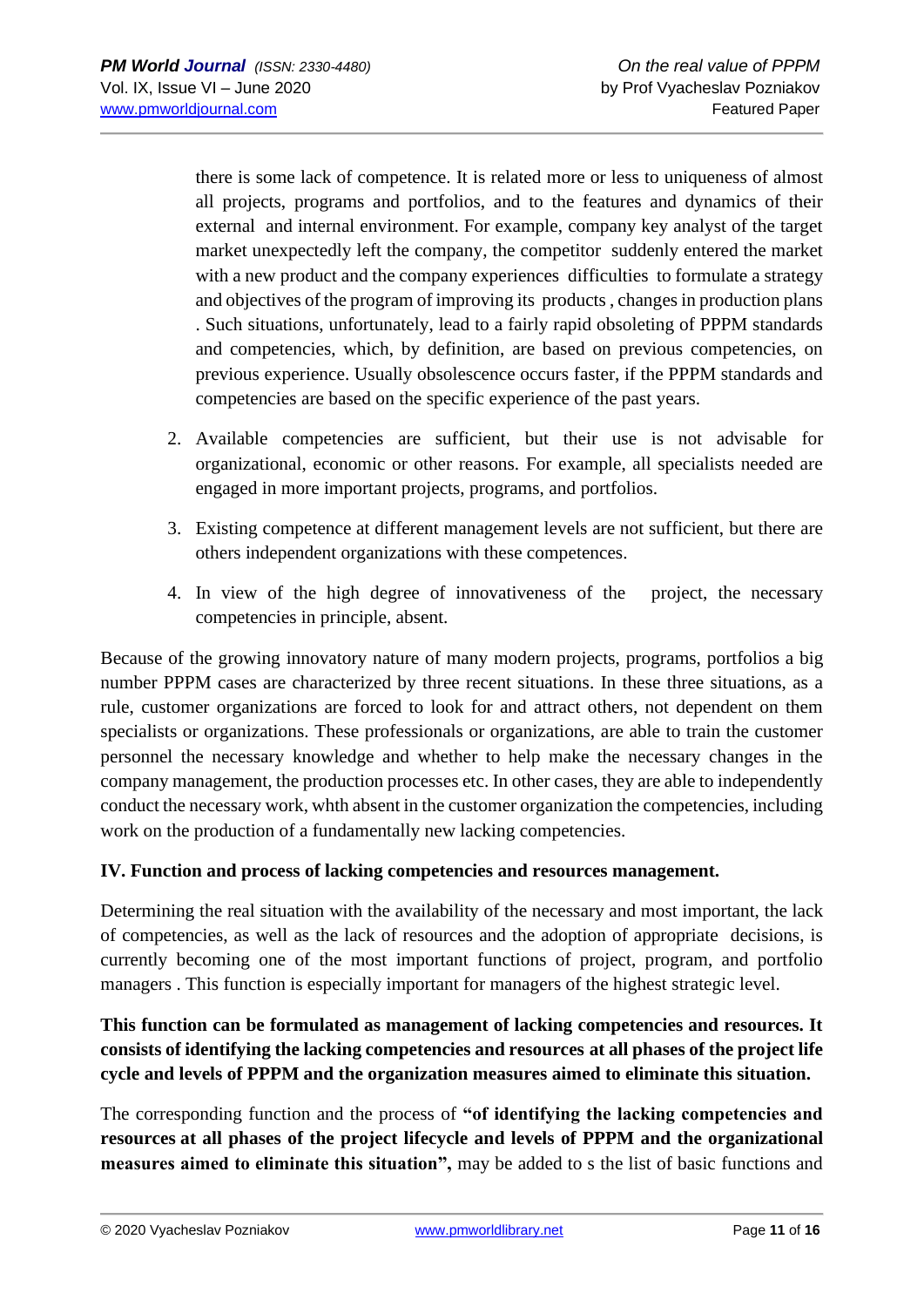there is some lack of competence. It is related more or less to uniqueness of almost all projects, programs and portfolios, and to the features and dynamics of their external and internal environment. For example, company key analyst of the target market unexpectedly left the company, the competitor suddenly entered the market with a new product and the company experiences difficulties to formulate a strategy and objectives of the program of improving its products , changes in production plans . Such situations, unfortunately, lead to a fairly rapid obsoleting of PPPM standards and competencies, which, by definition, are based on previous competencies, on previous experience. Usually obsolescence occurs faster, if the PPPM standards and competencies are based on the specific experience of the past years.

2. Available competencies are sufficient, but their use is not advisable for organizational, economic or other reasons. For example, all specialists needed are engaged in more important projects, programs, and portfolios.
3. Existing competence at different management levels are not sufficient, but there are others independent organizations with these competences.
4. In view of the high degree of innovativeness of the project, the necessary competencies in principle, absent.

Because of the growing innovatory nature of many modern projects, programs, portfolios a big number PPPM cases are characterized by three recent situations. In these three situations, as a rule, customer organizations are forced to look for and attract others, not dependent on them specialists or organizations. These professionals or organizations, are able to train the customer personnel the necessary knowledge and whether to help make the necessary changes in the company management, the production processes etc. In other cases, they are able to independently conduct the necessary work, whth absent in the customer organization the competencies, including work on the production of a fundamentally new lacking competencies.

## IV. Function and process of lacking competencies and resources management.

Determining the real situation with the availability of the necessary and most important, the lack of competencies, as well as the lack of resources and the adoption of appropriate decisions, is currently becoming one of the most important functions of project, program, and portfolio managers . This function is especially important for managers of the highest strategic level.

**This function can be formulated as management of lacking competencies and resources. It consists of identifying the lacking competencies and resources at all phases of the project life cycle and levels of PPPM and the organization measures aimed to eliminate this situation.**

The corresponding function and the process of **"of identifying the lacking competencies and resources at all phases of the project lifecycle and levels of PPPM and the organizational measures aimed to eliminate this situation",** may be added to s the list of basic functions and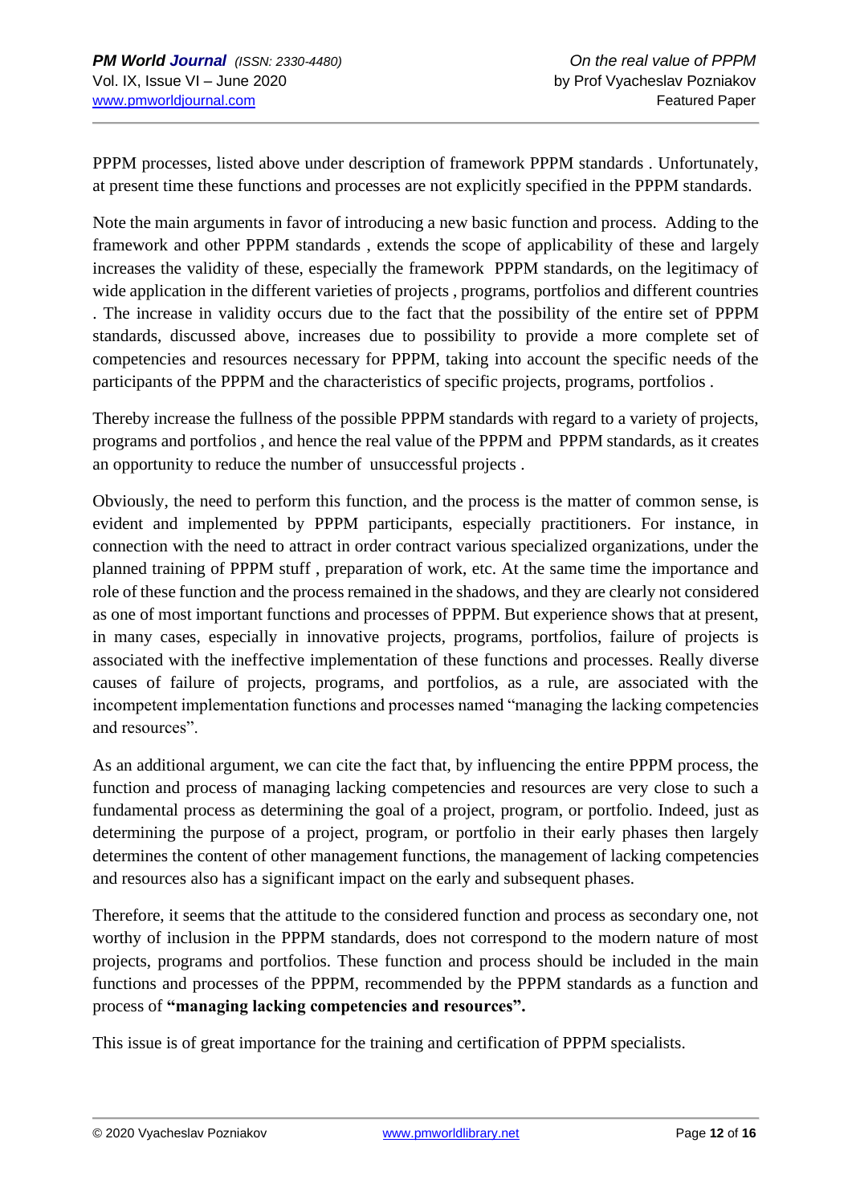PPPM processes, listed above under description of framework PPPM standards . Unfortunately, at present time these functions and processes are not explicitly specified in the PPPM standards.

Note the main arguments in favor of introducing a new basic function and process. Adding to the framework and other PPPM standards , extends the scope of applicability of these and largely increases the validity of these, especially the framework PPPM standards, on the legitimacy of wide application in the different varieties of projects , programs, portfolios and different countries . The increase in validity occurs due to the fact that the possibility of the entire set of PPPM standards, discussed above, increases due to possibility to provide a more complete set of competencies and resources necessary for PPPM, taking into account the specific needs of the participants of the PPPM and the characteristics of specific projects, programs, portfolios .

Thereby increase the fullness of the possible PPPM standards with regard to a variety of projects, programs and portfolios , and hence the real value of the PPPM and PPPM standards, as it creates an opportunity to reduce the number of unsuccessful projects .

Obviously, the need to perform this function, and the process is the matter of common sense, is evident and implemented by PPPM participants, especially practitioners. For instance, in connection with the need to attract in order contract various specialized organizations, under the planned training of PPPM stuff , preparation of work, etc. At the same time the importance and role of these function and the process remained in the shadows, and they are clearly not considered as one of most important functions and processes of PPPM. But experience shows that at present, in many cases, especially in innovative projects, programs, portfolios, failure of projects is associated with the ineffective implementation of these functions and processes. Really diverse causes of failure of projects, programs, and portfolios, as a rule, are associated with the incompetent implementation functions and processes named "managing the lacking competencies and resources".

As an additional argument, we can cite the fact that, by influencing the entire PPPM process, the function and process of managing lacking competencies and resources are very close to such a fundamental process as determining the goal of a project, program, or portfolio. Indeed, just as determining the purpose of a project, program, or portfolio in their early phases then largely determines the content of other management functions, the management of lacking competencies and resources also has a significant impact on the early and subsequent phases.

Therefore, it seems that the attitude to the considered function and process as secondary one, not worthy of inclusion in the PPPM standards, does not correspond to the modern nature of most projects, programs and portfolios. These function and process should be included in the main functions and processes of the PPPM, recommended by the PPPM standards as a function and process of **"managing lacking competencies and resources".**

This issue is of great importance for the training and certification of PPPM specialists.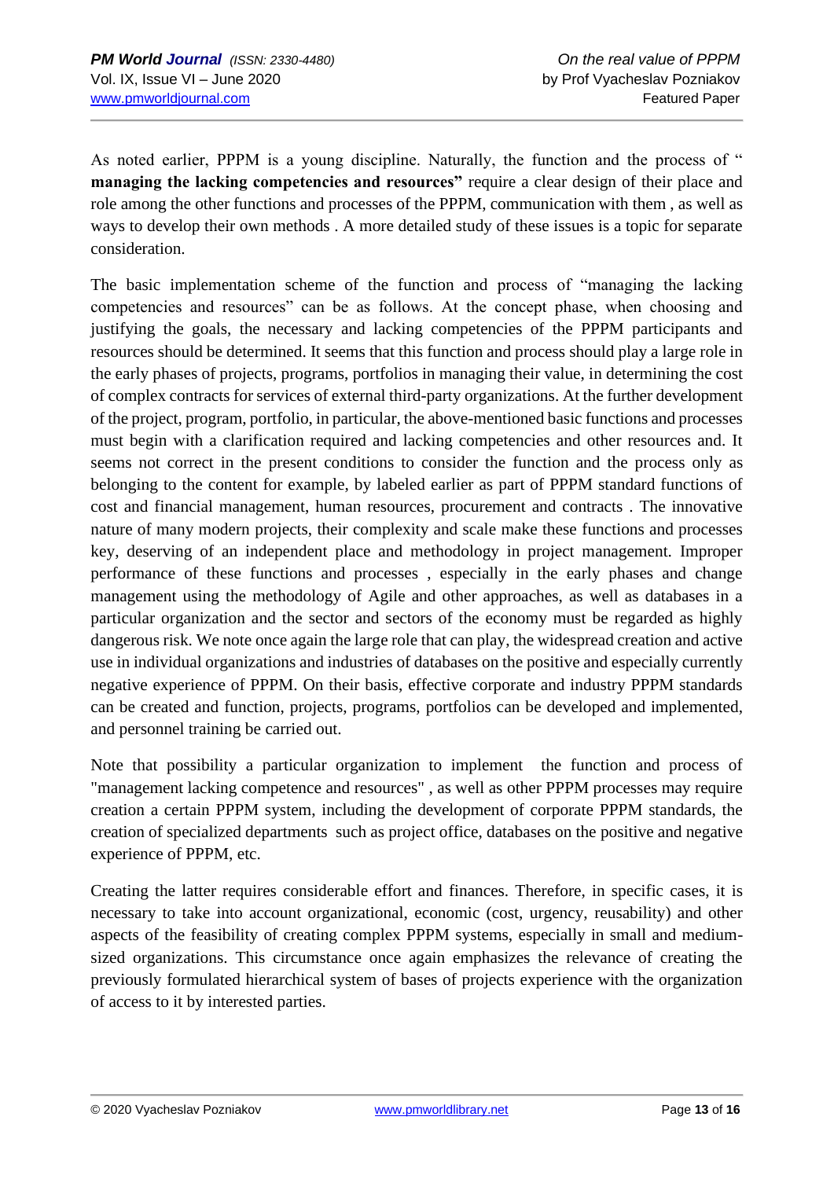As noted earlier, PPPM is a young discipline. Naturally, the function and the process of " **managing the lacking competencies and resources"** require a clear design of their place and role among the other functions and processes of the PPPM, communication with them , as well as ways to develop their own methods . A more detailed study of these issues is a topic for separate consideration.

The basic implementation scheme of the function and process of "managing the lacking competencies and resources" can be as follows. At the concept phase, when choosing and justifying the goals, the necessary and lacking competencies of the PPPM participants and resources should be determined. It seems that this function and process should play a large role in the early phases of projects, programs, portfolios in managing their value, in determining the cost of complex contracts for services of external third-party organizations. At the further development of the project, program, portfolio, in particular, the above-mentioned basic functions and processes must begin with a clarification required and lacking competencies and other resources and. It seems not correct in the present conditions to consider the function and the process only as belonging to the content for example, by labeled earlier as part of PPPM standard functions of cost and financial management, human resources, procurement and contracts . The innovative nature of many modern projects, their complexity and scale make these functions and processes key, deserving of an independent place and methodology in project management. Improper performance of these functions and processes , especially in the early phases and change management using the methodology of Agile and other approaches, as well as databases in a particular organization and the sector and sectors of the economy must be regarded as highly dangerous risk. We note once again the large role that can play, the widespread creation and active use in individual organizations and industries of databases on the positive and especially currently negative experience of PPPM. On their basis, effective corporate and industry PPPM standards can be created and function, projects, programs, portfolios can be developed and implemented, and personnel training be carried out.

Note that possibility a particular organization to implement the function and process of "management lacking competence and resources" , as well as other PPPM processes may require creation a certain PPPM system, including the development of corporate PPPM standards, the creation of specialized departments such as project office, databases on the positive and negative experience of PPPM, etc.

Creating the latter requires considerable effort and finances. Therefore, in specific cases, it is necessary to take into account organizational, economic (cost, urgency, reusability) and other aspects of the feasibility of creating complex PPPM systems, especially in small and medium-sized organizations. This circumstance once again emphasizes the relevance of creating the previously formulated hierarchical system of bases of projects experience with the organization of access to it by interested parties.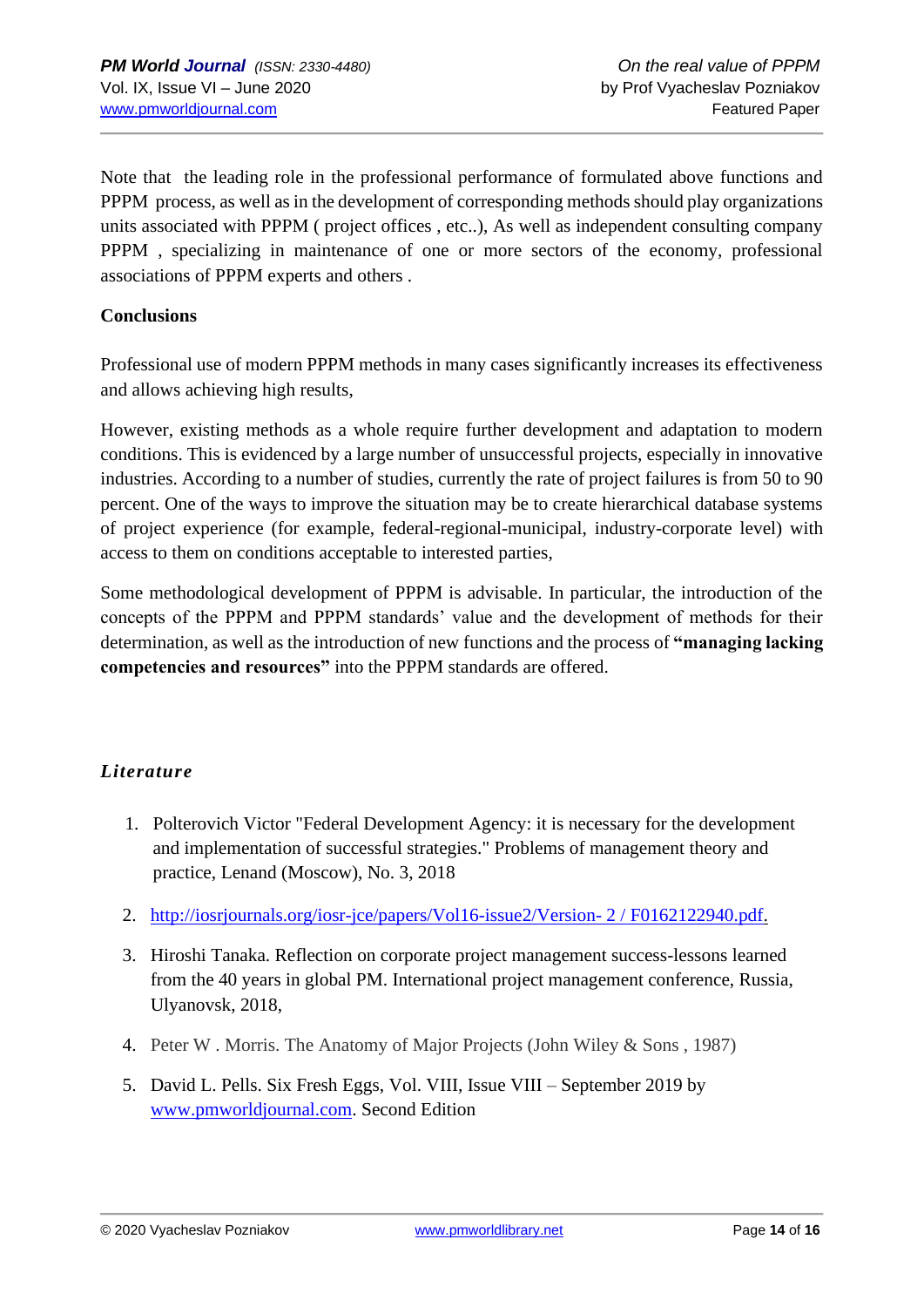Note that the leading role in the professional performance of formulated above functions and PPPM process, as well as in the development of corresponding methods should play organizations units associated with PPPM ( project offices , etc..), As well as independent consulting company PPPM , specializing in maintenance of one or more sectors of the economy, professional associations of PPPM experts and others .

**Conclusions**

Professional use of modern PPPM methods in many cases significantly increases its effectiveness and allows achieving high results,

However, existing methods as a whole require further development and adaptation to modern conditions. This is evidenced by a large number of unsuccessful projects, especially in innovative industries. According to a number of studies, currently the rate of project failures is from 50 to 90 percent. One of the ways to improve the situation may be to create hierarchical database systems of project experience (for example, federal-regional-municipal, industry-corporate level) with access to them on conditions acceptable to interested parties,

Some methodological development of PPPM is advisable. In particular, the introduction of the concepts of the PPPM and PPPM standards' value and the development of methods for their determination, as well as the introduction of new functions and the process of **"managing lacking competencies and resources"** into the PPPM standards are offered.

## *Literature*

1. Polterovich Victor "Federal Development Agency: it is necessary for the development and implementation of successful strategies." Problems of management theory and practice, Lenand (Moscow), No. 3, 2018
2. http://iosrjournals.org/iosr-jce/papers/Vol16-issue2/Version- 2 / F0162122940.pdf.
3. Hiroshi Tanaka. Reflection on corporate project management success-lessons learned from the 40 years in global PM. International project management conference, Russia, Ulyanovsk, 2018,
4. Peter W . Morris. The Anatomy of Major Projects (John Wiley & Sons , 1987)
5. David L. Pells. Six Fresh Eggs, Vol. VIII, Issue VIII – September 2019 by www.pmworldjournal.com. Second Edition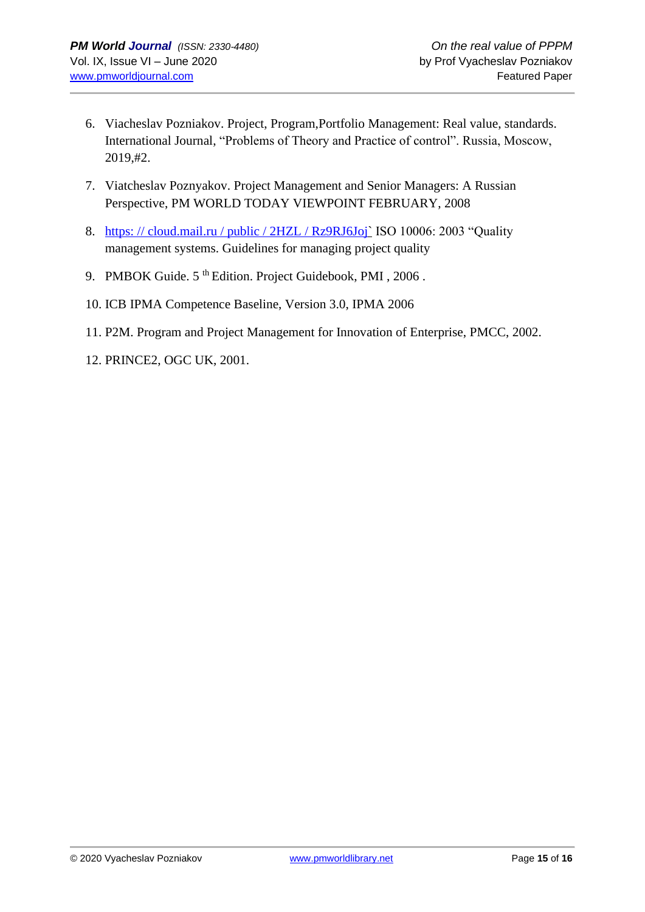6. Viacheslav Pozniakov. Project, Program,Portfolio Management: Real value, standards. International Journal, “Problems of Theory and Practice of control”. Russia, Moscow, 2019,#2.

7. Viatcheslav Poznyakov. Project Management and Senior Managers: A Russian Perspective, PM WORLD TODAY VIEWPOINT FEBRUARY, 2008

8. [https: // cloud.mail.ru / public / 2HZL / Rz9RJ6Joj`](https://cloud.mail.ru/public/2HZL/Rz9RJ6Joj) ISO 10006: 2003 “Quality management systems. Guidelines for managing project quality

9. PMBOK Guide. 5 th Edition. Project Guidebook, PMI , 2006 .

10. ICB IPMA Competence Baseline, Version 3.0, IPMA 2006

11. P2M. Program and Project Management for Innovation of Enterprise, PMCC, 2002.

12. PRINCE2, OGC UK, 2001.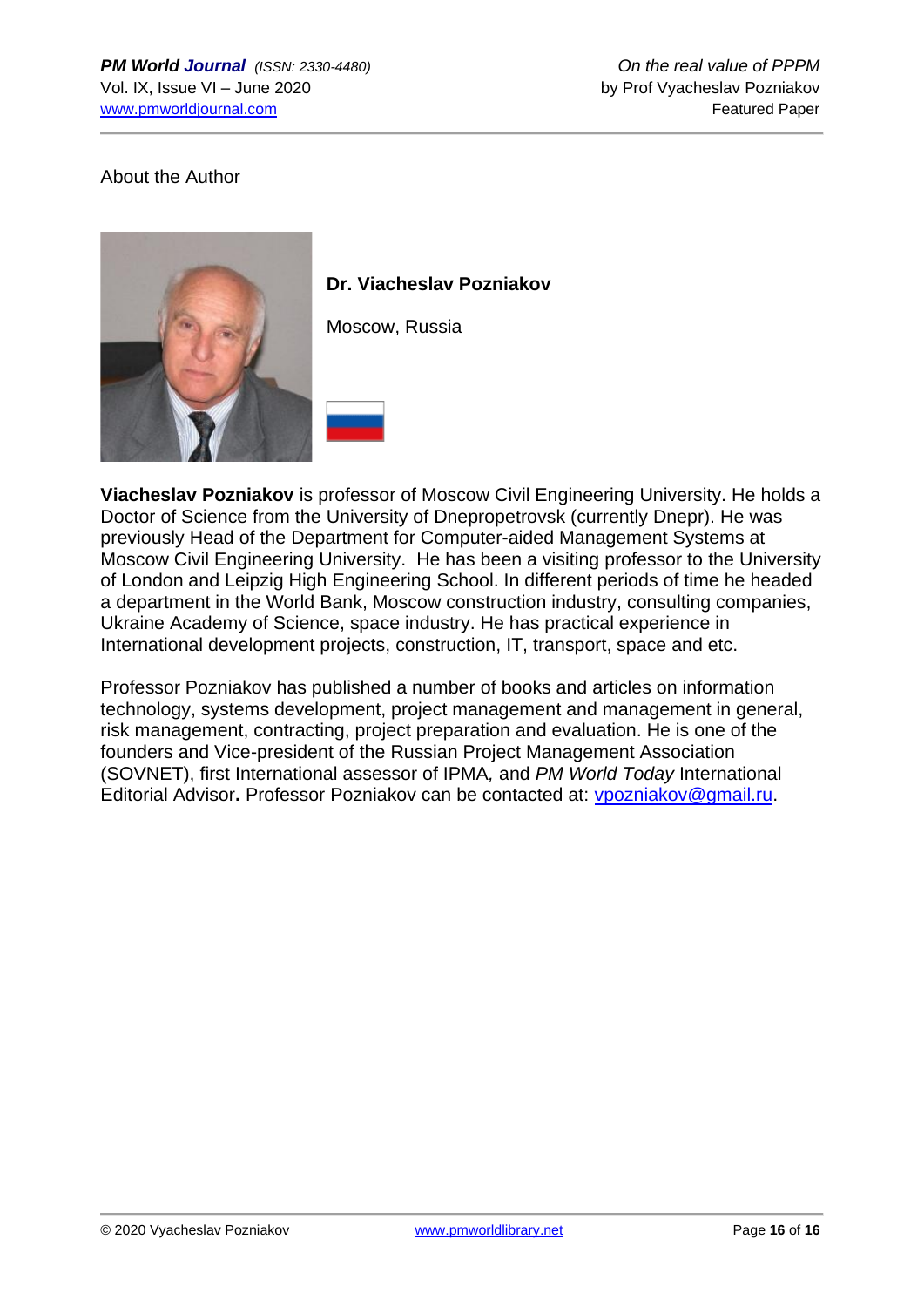## About the Author

**Dr. Viacheslav Pozniakov**

Moscow, Russia

**Viacheslav Pozniakov** is professor of Moscow Civil Engineering University. He holds a Doctor of Science from the University of Dnepropetrovsk (currently Dnepr). He was previously Head of the Department for Computer-aided Management Systems at Moscow Civil Engineering University. He has been a visiting professor to the University of London and Leipzig High Engineering School. In different periods of time he headed a department in the World Bank, Moscow construction industry, consulting companies, Ukraine Academy of Science, space industry. He has practical experience in International development projects, construction, IT, transport, space and etc.

Professor Pozniakov has published a number of books and articles on information technology, systems development, project management and management in general, risk management, contracting, project preparation and evaluation. He is one of the founders and Vice-president of the Russian Project Management Association (SOVNET), first International assessor of IPMA, and *PM World Today* International Editorial Advisor**.** Professor Pozniakov can be contacted at: vpozniakov@gmail.ru.